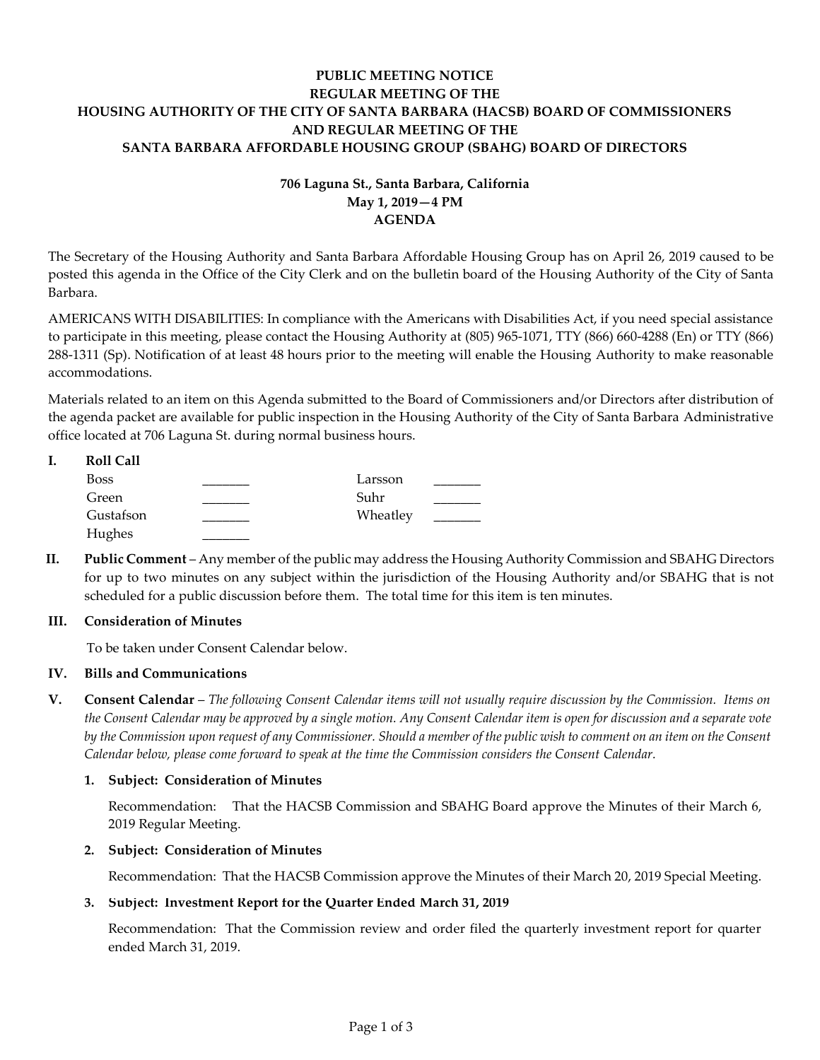**PUBLIC MEETING NOTICE**
**REGULAR MEETING OF THE**
**HOUSING AUTHORITY OF THE CITY OF SANTA BARBARA (HACSB) BOARD OF COMMISSIONERS**
**AND REGULAR MEETING OF THE**
**SANTA BARBARA AFFORDABLE HOUSING GROUP (SBAHG) BOARD OF DIRECTORS**

**706 Laguna St., Santa Barbara, California**
**May 1, 2019—4 PM**
**AGENDA**

The Secretary of the Housing Authority and Santa Barbara Affordable Housing Group has on April 26, 2019 caused to be posted this agenda in the Office of the City Clerk and on the bulletin board of the Housing Authority of the City of Santa Barbara.

AMERICANS WITH DISABILITIES: In compliance with the Americans with Disabilities Act, if you need special assistance to participate in this meeting, please contact the Housing Authority at (805) 965-1071, TTY (866) 660-4288 (En) or TTY (866) 288-1311 (Sp). Notification of at least 48 hours prior to the meeting will enable the Housing Authority to make reasonable accommodations.

Materials related to an item on this Agenda submitted to the Board of Commissioners and/or Directors after distribution of the agenda packet are available for public inspection in the Housing Authority of the City of Santa Barbara Administrative office located at 706 Laguna St. during normal business hours.

**I. Roll Call**

| | | | |
|---|---|---|---|
| Boss | _______ | Larsson | _______ |
| Green | _______ | Suhr | _______ |
| Gustafson | _______ | Wheatley | _______ |
| Hughes | _______ | | |

**II. Public Comment** – Any member of the public may address the Housing Authority Commission and SBAHG Directors for up to two minutes on any subject within the jurisdiction of the Housing Authority and/or SBAHG that is not scheduled for a public discussion before them. The total time for this item is ten minutes.

**III. Consideration of Minutes**

To be taken under Consent Calendar below.

**IV. Bills and Communications**

**V. Consent Calendar** – *The following Consent Calendar items will not usually require discussion by the Commission. Items on the Consent Calendar may be approved by a single motion. Any Consent Calendar item is open for discussion and a separate vote by the Commission upon request of any Commissioner. Should a member of the public wish to comment on an item on the Consent Calendar below, please come forward to speak at the time the Commission considers the Consent Calendar.*

**1. Subject: Consideration of Minutes**

Recommendation: That the HACSB Commission and SBAHG Board approve the Minutes of their March 6, 2019 Regular Meeting.

**2. Subject: Consideration of Minutes**

Recommendation: That the HACSB Commission approve the Minutes of their March 20, 2019 Special Meeting.

**3. Subject: Investment Report for the Quarter Ended March 31, 2019**

Recommendation: That the Commission review and order filed the quarterly investment report for quarter ended March 31, 2019.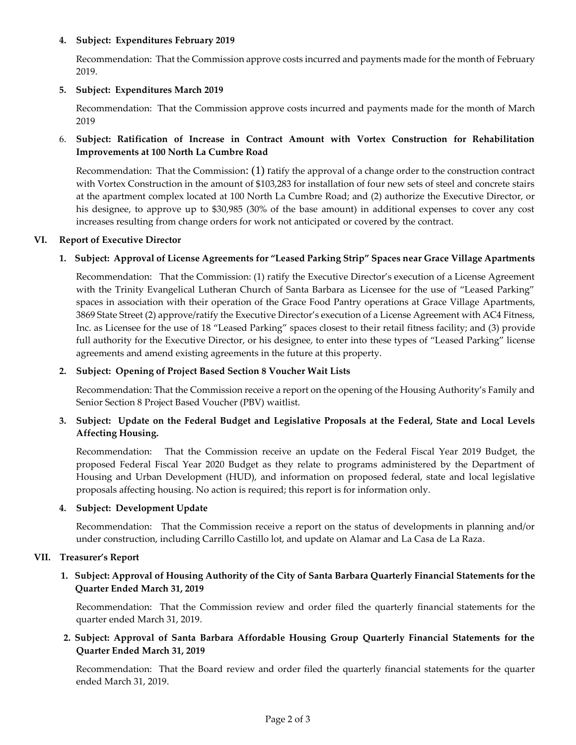4. **Subject: Expenditures February 2019**

   Recommendation: That the Commission approve costs incurred and payments made for the month of February 2019.

5. **Subject: Expenditures March 2019**

   Recommendation: That the Commission approve costs incurred and payments made for the month of March 2019

6. **Subject: Ratification of Increase in Contract Amount with Vortex Construction for Rehabilitation Improvements at 100 North La Cumbre Road**

   Recommendation: That the Commission: (1) ratify the approval of a change order to the construction contract with Vortex Construction in the amount of $103,283 for installation of four new sets of steel and concrete stairs at the apartment complex located at 100 North La Cumbre Road; and (2) authorize the Executive Director, or his designee, to approve up to $30,985 (30% of the base amount) in additional expenses to cover any cost increases resulting from change orders for work not anticipated or covered by the contract.

## VI. Report of Executive Director

1. **Subject: Approval of License Agreements for "Leased Parking Strip" Spaces near Grace Village Apartments**

   Recommendation: That the Commission: (1) ratify the Executive Director's execution of a License Agreement with the Trinity Evangelical Lutheran Church of Santa Barbara as Licensee for the use of "Leased Parking" spaces in association with their operation of the Grace Food Pantry operations at Grace Village Apartments, 3869 State Street (2) approve/ratify the Executive Director's execution of a License Agreement with AC4 Fitness, Inc. as Licensee for the use of 18 "Leased Parking" spaces closest to their retail fitness facility; and (3) provide full authority for the Executive Director, or his designee, to enter into these types of "Leased Parking" license agreements and amend existing agreements in the future at this property.

2. **Subject: Opening of Project Based Section 8 Voucher Wait Lists**

   Recommendation: That the Commission receive a report on the opening of the Housing Authority's Family and Senior Section 8 Project Based Voucher (PBV) waitlist.

3. **Subject: Update on the Federal Budget and Legislative Proposals at the Federal, State and Local Levels Affecting Housing.**

   Recommendation: That the Commission receive an update on the Federal Fiscal Year 2019 Budget, the proposed Federal Fiscal Year 2020 Budget as they relate to programs administered by the Department of Housing and Urban Development (HUD), and information on proposed federal, state and local legislative proposals affecting housing. No action is required; this report is for information only.

4. **Subject: Development Update**

   Recommendation: That the Commission receive a report on the status of developments in planning and/or under construction, including Carrillo Castillo lot, and update on Alamar and La Casa de La Raza.

## VII. Treasurer's Report

1. **Subject: Approval of Housing Authority of the City of Santa Barbara Quarterly Financial Statements for the Quarter Ended March 31, 2019**

   Recommendation: That the Commission review and order filed the quarterly financial statements for the quarter ended March 31, 2019.

2. **Subject: Approval of Santa Barbara Affordable Housing Group Quarterly Financial Statements for the Quarter Ended March 31, 2019**

   Recommendation: That the Board review and order filed the quarterly financial statements for the quarter ended March 31, 2019.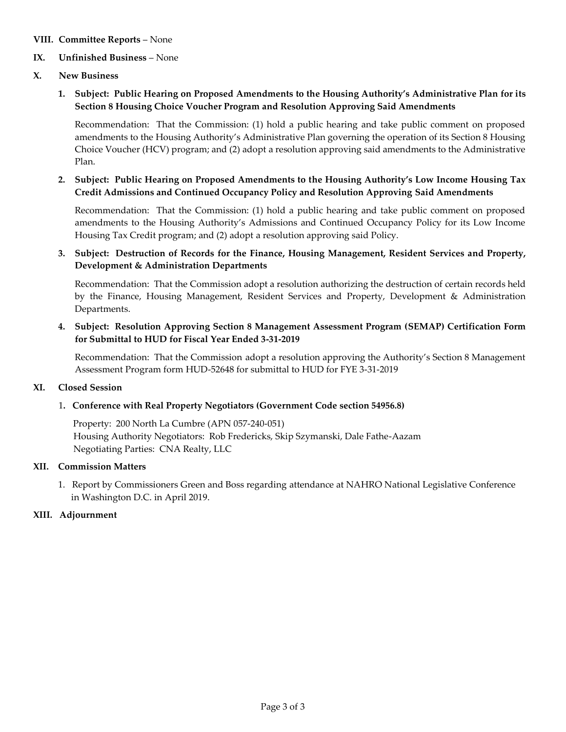**VIII. Committee Reports** – None

**IX. Unfinished Business** – None

**X. New Business**

1. **Subject: Public Hearing on Proposed Amendments to the Housing Authority's Administrative Plan for its Section 8 Housing Choice Voucher Program and Resolution Approving Said Amendments**

   Recommendation: That the Commission: (1) hold a public hearing and take public comment on proposed amendments to the Housing Authority's Administrative Plan governing the operation of its Section 8 Housing Choice Voucher (HCV) program; and (2) adopt a resolution approving said amendments to the Administrative Plan.

2. **Subject: Public Hearing on Proposed Amendments to the Housing Authority's Low Income Housing Tax Credit Admissions and Continued Occupancy Policy and Resolution Approving Said Amendments**

   Recommendation: That the Commission: (1) hold a public hearing and take public comment on proposed amendments to the Housing Authority's Admissions and Continued Occupancy Policy for its Low Income Housing Tax Credit program; and (2) adopt a resolution approving said Policy.

3. **Subject: Destruction of Records for the Finance, Housing Management, Resident Services and Property, Development & Administration Departments**

   Recommendation: That the Commission adopt a resolution authorizing the destruction of certain records held by the Finance, Housing Management, Resident Services and Property, Development & Administration Departments.

4. **Subject: Resolution Approving Section 8 Management Assessment Program (SEMAP) Certification Form for Submittal to HUD for Fiscal Year Ended 3-31-2019**

   Recommendation: That the Commission adopt a resolution approving the Authority's Section 8 Management Assessment Program form HUD-52648 for submittal to HUD for FYE 3-31-2019

**XI. Closed Session**

1. **Conference with Real Property Negotiators (Government Code section 54956.8)**

   Property: 200 North La Cumbre (APN 057-240-051)
   Housing Authority Negotiators: Rob Fredericks, Skip Szymanski, Dale Fathe-Aazam
   Negotiating Parties: CNA Realty, LLC

**XII. Commission Matters**

1. Report by Commissioners Green and Boss regarding attendance at NAHRO National Legislative Conference in Washington D.C. in April 2019.

**XIII. Adjournment**